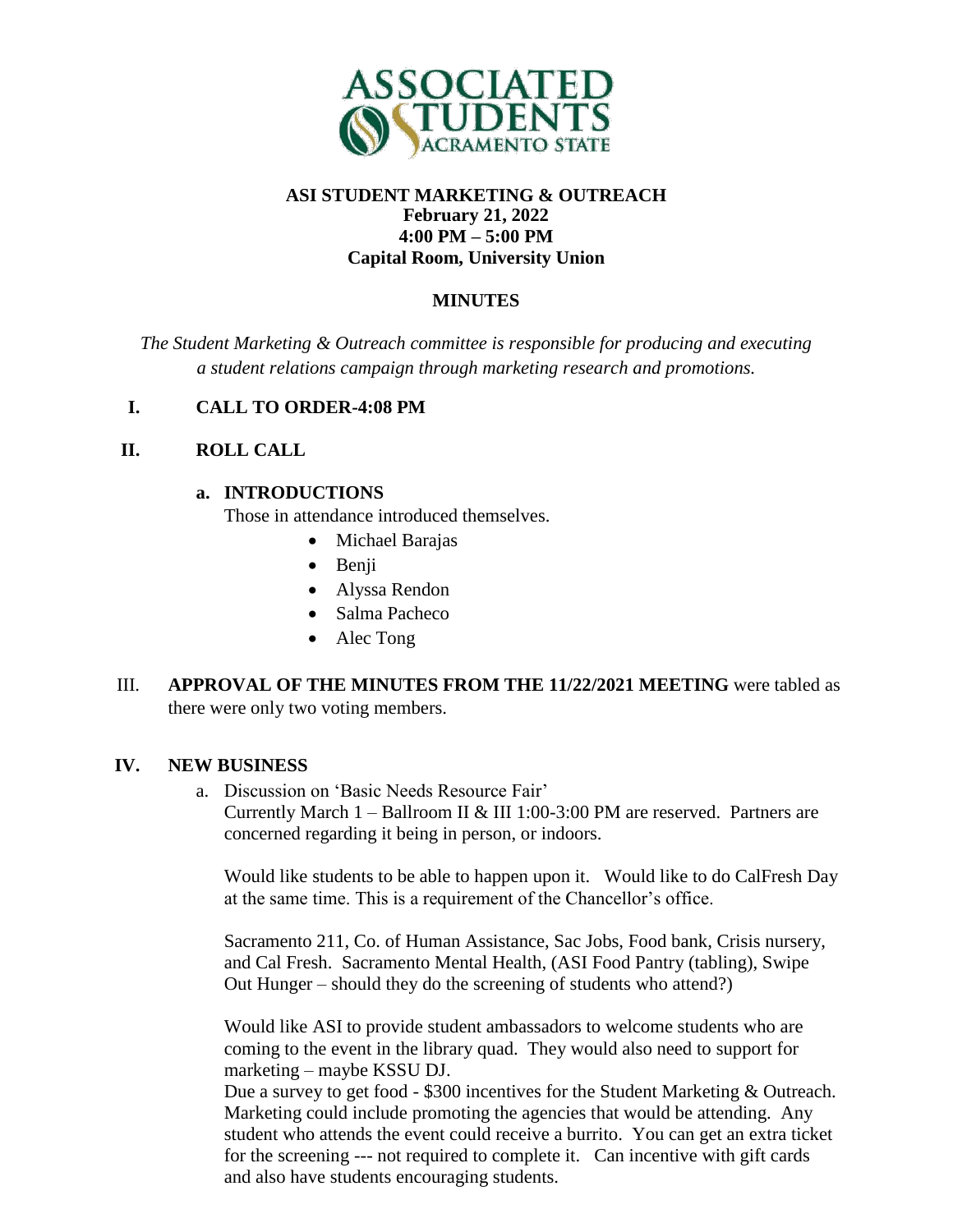**ASSOCIATED STUDENTS SACRAMENTO STATE**

**ASI STUDENT MARKETING & OUTREACH**
**February 21, 2022**
**4:00 PM – 5:00 PM**
**Capital Room, University Union**

## MINUTES

*The Student Marketing & Outreach committee is responsible for producing and executing a student relations campaign through marketing research and promotions.*

**I. CALL TO ORDER-4:08 PM**

**II. ROLL CALL**

**a. INTRODUCTIONS**

Those in attendance introduced themselves.

- Michael Barajas
- Benji
- Alyssa Rendon
- Salma Pacheco
- Alec Tong

III. **APPROVAL OF THE MINUTES FROM THE 11/22/2021 MEETING** were tabled as there were only two voting members.

**IV. NEW BUSINESS**

a. Discussion on 'Basic Needs Resource Fair'
Currently March 1 – Ballroom II & III 1:00-3:00 PM are reserved. Partners are concerned regarding it being in person, or indoors.

Would like students to be able to happen upon it. Would like to do CalFresh Day at the same time. This is a requirement of the Chancellor's office.

Sacramento 211, Co. of Human Assistance, Sac Jobs, Food bank, Crisis nursery, and Cal Fresh. Sacramento Mental Health, (ASI Food Pantry (tabling), Swipe Out Hunger – should they do the screening of students who attend?)

Would like ASI to provide student ambassadors to welcome students who are coming to the event in the library quad. They would also need to support for marketing – maybe KSSU DJ.
Due a survey to get food - $300 incentives for the Student Marketing & Outreach. Marketing could include promoting the agencies that would be attending. Any student who attends the event could receive a burrito. You can get an extra ticket for the screening --- not required to complete it. Can incentive with gift cards and also have students encouraging students.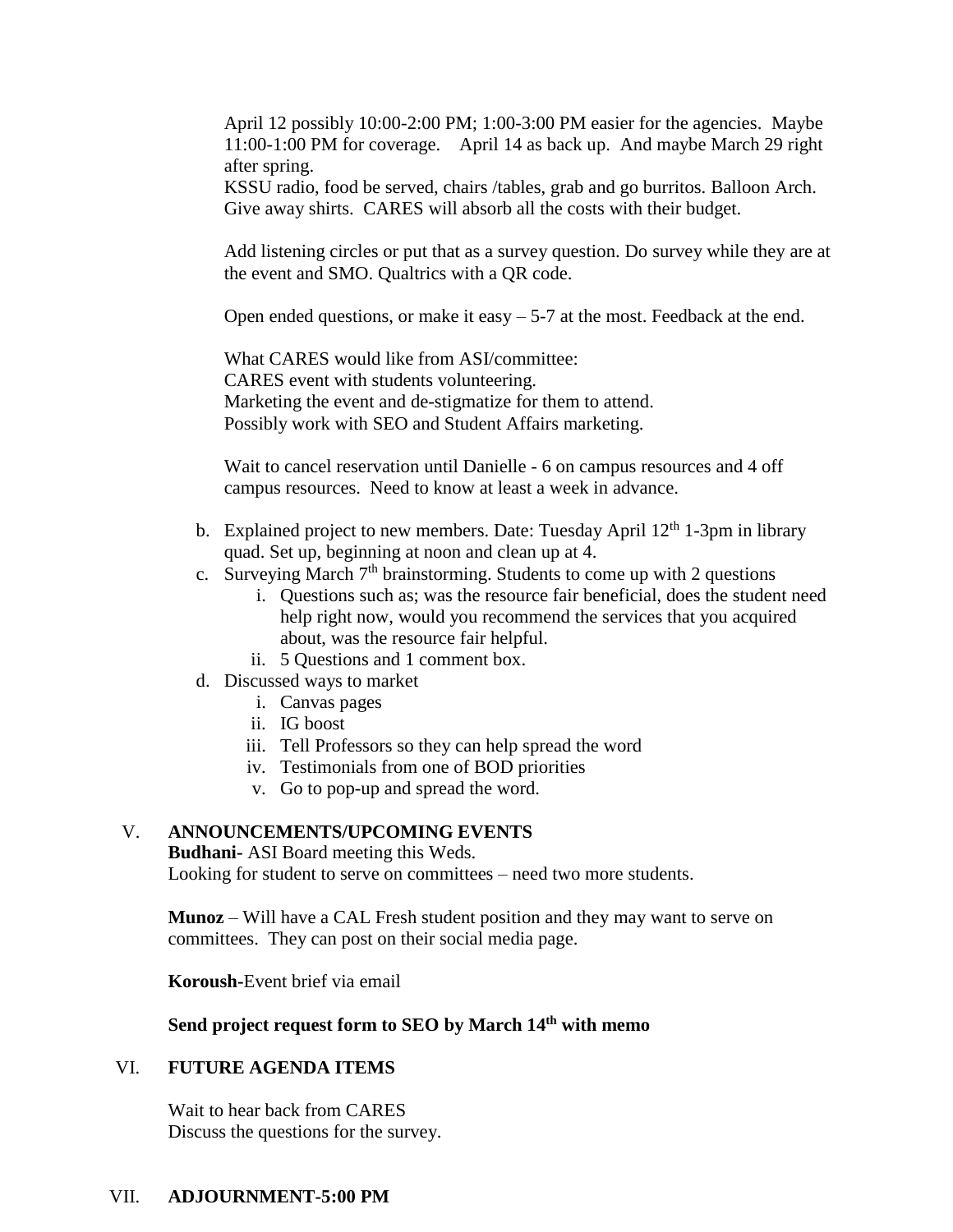April 12 possibly 10:00-2:00 PM; 1:00-3:00 PM easier for the agencies. Maybe 11:00-1:00 PM for coverage. April 14 as back up. And maybe March 29 right after spring.
KSSU radio, food be served, chairs /tables, grab and go burritos. Balloon Arch. Give away shirts. CARES will absorb all the costs with their budget.

Add listening circles or put that as a survey question. Do survey while they are at the event and SMO. Qualtrics with a QR code.

Open ended questions, or make it easy – 5-7 at the most. Feedback at the end.

What CARES would like from ASI/committee:
CARES event with students volunteering.
Marketing the event and de-stigmatize for them to attend.
Possibly work with SEO and Student Affairs marketing.

Wait to cancel reservation until Danielle - 6 on campus resources and 4 off campus resources. Need to know at least a week in advance.

b. Explained project to new members. Date: Tuesday April 12th 1-3pm in library quad. Set up, beginning at noon and clean up at 4.
c. Surveying March 7th brainstorming. Students to come up with 2 questions
   i. Questions such as; was the resource fair beneficial, does the student need help right now, would you recommend the services that you acquired about, was the resource fair helpful.
   ii. 5 Questions and 1 comment box.
d. Discussed ways to market
   i. Canvas pages
   ii. IG boost
   iii. Tell Professors so they can help spread the word
   iv. Testimonials from one of BOD priorities
   v. Go to pop-up and spread the word.

## V. ANNOUNCEMENTS/UPCOMING EVENTS

**Budhani-** ASI Board meeting this Weds.
Looking for student to serve on committees – need two more students.

**Munoz** – Will have a CAL Fresh student position and they may want to serve on committees. They can post on their social media page.

**Koroush**-Event brief via email

**Send project request form to SEO by March 14th with memo**

## VI. FUTURE AGENDA ITEMS

Wait to hear back from CARES
Discuss the questions for the survey.

## VII. ADJOURNMENT-5:00 PM